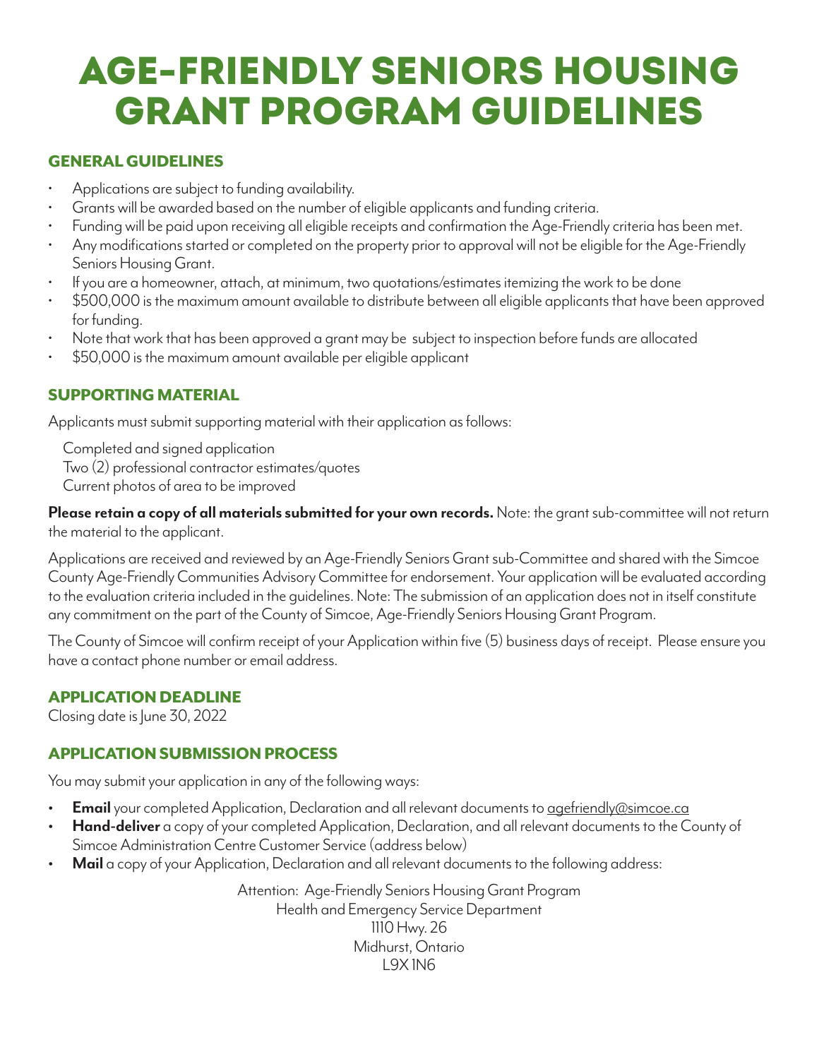# AGE-FRIENDLY SENIORS HOUSING GRANT PROGRAM GUIDELINES

## GENERAL GUIDELINES

- Applications are subject to funding availability.
- Grants will be awarded based on the number of eligible applicants and funding criteria.
- Funding will be paid upon receiving all eligible receipts and confirmation the Age-Friendly criteria has been met.
- Any modifications started or completed on the property prior to approval will not be eligible for the Age-Friendly Seniors Housing Grant.
- If you are a homeowner, attach, at minimum, two quotations/estimates itemizing the work to be done
- $500,000 is the maximum amount available to distribute between all eligible applicants that have been approved for funding.
- Note that work that has been approved a grant may be subject to inspection before funds are allocated
- $50,000 is the maximum amount available per eligible applicant

## SUPPORTING MATERIAL

Applicants must submit supporting material with their application as follows:

Completed and signed application
Two (2) professional contractor estimates/quotes
Current photos of area to be improved

**Please retain a copy of all materials submitted for your own records.** Note: the grant sub-committee will not return the material to the applicant.

Applications are received and reviewed by an Age-Friendly Seniors Grant sub-Committee and shared with the Simcoe County Age-Friendly Communities Advisory Committee for endorsement. Your application will be evaluated according to the evaluation criteria included in the guidelines. Note: The submission of an application does not in itself constitute any commitment on the part of the County of Simcoe, Age-Friendly Seniors Housing Grant Program.

The County of Simcoe will confirm receipt of your Application within five (5) business days of receipt. Please ensure you have a contact phone number or email address.

## APPLICATION DEADLINE

Closing date is June 30, 2022

## APPLICATION SUBMISSION PROCESS

You may submit your application in any of the following ways:

- **Email** your completed Application, Declaration and all relevant documents to agefriendly@simcoe.ca
- **Hand-deliver** a copy of your completed Application, Declaration, and all relevant documents to the County of Simcoe Administration Centre Customer Service (address below)
- **Mail** a copy of your Application, Declaration and all relevant documents to the following address:

Attention: Age-Friendly Seniors Housing Grant Program
Health and Emergency Service Department
1110 Hwy. 26
Midhurst, Ontario
L9X 1N6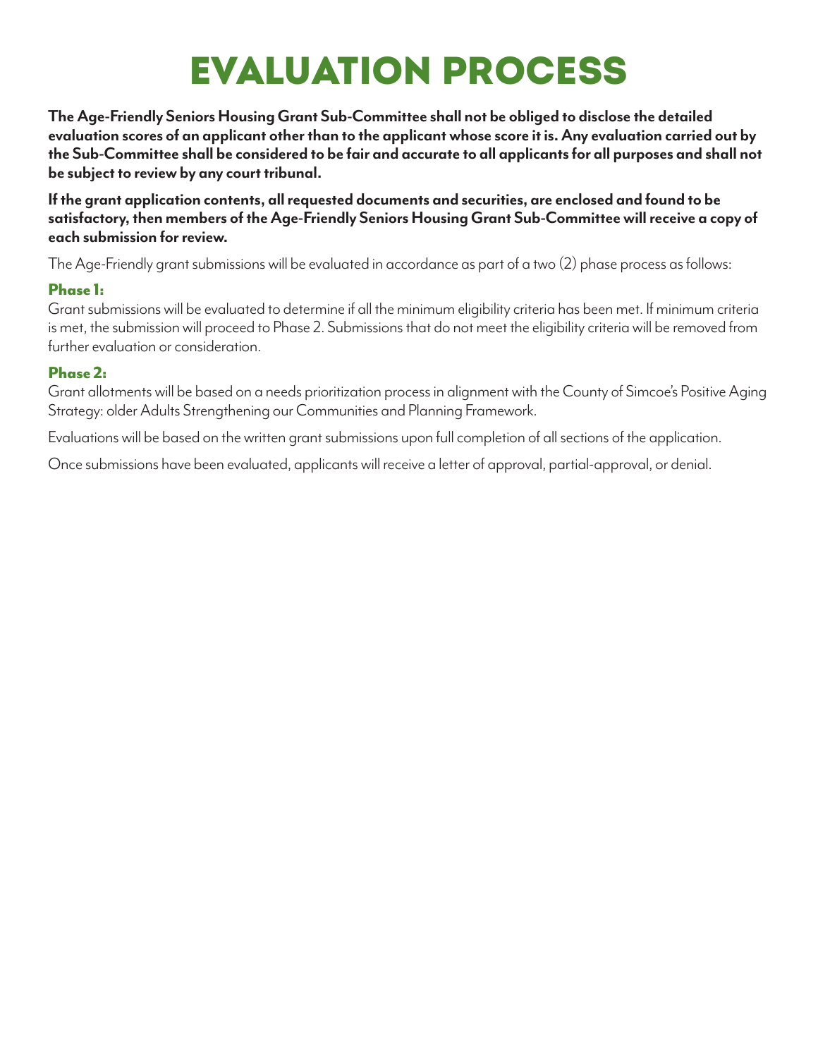# EVALUATION PROCESS

**The Age-Friendly Seniors Housing Grant Sub-Committee shall not be obliged to disclose the detailed evaluation scores of an applicant other than to the applicant whose score it is. Any evaluation carried out by the Sub-Committee shall be considered to be fair and accurate to all applicants for all purposes and shall not be subject to review by any court tribunal.**

**If the grant application contents, all requested documents and securities, are enclosed and found to be satisfactory, then members of the Age-Friendly Seniors Housing Grant Sub-Committee will receive a copy of each submission for review.**

The Age-Friendly grant submissions will be evaluated in accordance as part of a two (2) phase process as follows:

### Phase 1:

Grant submissions will be evaluated to determine if all the minimum eligibility criteria has been met. If minimum criteria is met, the submission will proceed to Phase 2. Submissions that do not meet the eligibility criteria will be removed from further evaluation or consideration.

### Phase 2:

Grant allotments will be based on a needs prioritization process in alignment with the County of Simcoe's Positive Aging Strategy: older Adults Strengthening our Communities and Planning Framework.

Evaluations will be based on the written grant submissions upon full completion of all sections of the application.

Once submissions have been evaluated, applicants will receive a letter of approval, partial-approval, or denial.